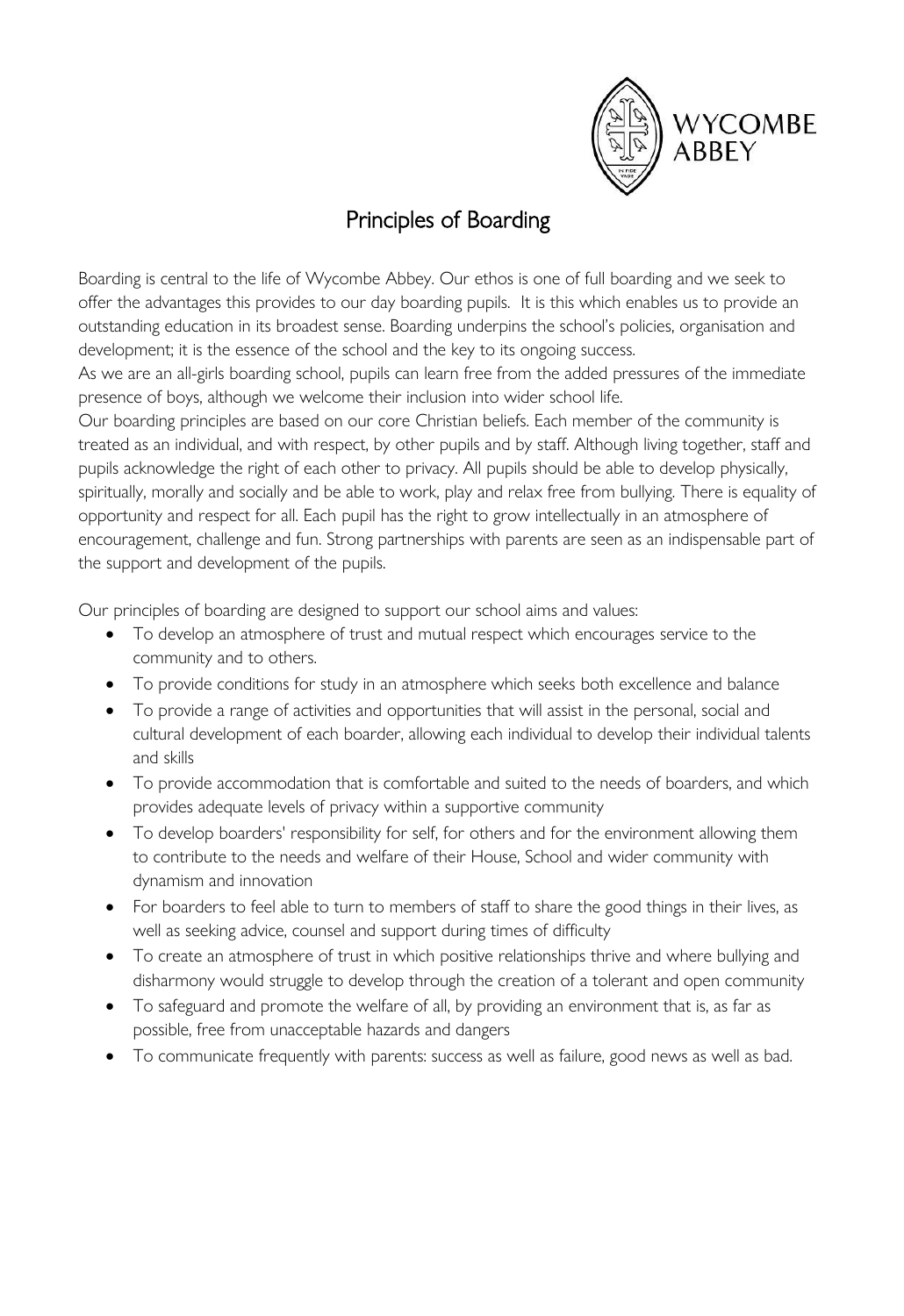WYCOMBE ABBEY

# Principles of Boarding

Boarding is central to the life of Wycombe Abbey. Our ethos is one of full boarding and we seek to offer the advantages this provides to our day boarding pupils. It is this which enables us to provide an outstanding education in its broadest sense. Boarding underpins the school's policies, organisation and development; it is the essence of the school and the key to its ongoing success.

As we are an all-girls boarding school, pupils can learn free from the added pressures of the immediate presence of boys, although we welcome their inclusion into wider school life.

Our boarding principles are based on our core Christian beliefs. Each member of the community is treated as an individual, and with respect, by other pupils and by staff. Although living together, staff and pupils acknowledge the right of each other to privacy. All pupils should be able to develop physically, spiritually, morally and socially and be able to work, play and relax free from bullying. There is equality of opportunity and respect for all. Each pupil has the right to grow intellectually in an atmosphere of encouragement, challenge and fun. Strong partnerships with parents are seen as an indispensable part of the support and development of the pupils.

Our principles of boarding are designed to support our school aims and values:

- To develop an atmosphere of trust and mutual respect which encourages service to the community and to others.
- To provide conditions for study in an atmosphere which seeks both excellence and balance
- To provide a range of activities and opportunities that will assist in the personal, social and cultural development of each boarder, allowing each individual to develop their individual talents and skills
- To provide accommodation that is comfortable and suited to the needs of boarders, and which provides adequate levels of privacy within a supportive community
- To develop boarders' responsibility for self, for others and for the environment allowing them to contribute to the needs and welfare of their House, School and wider community with dynamism and innovation
- For boarders to feel able to turn to members of staff to share the good things in their lives, as well as seeking advice, counsel and support during times of difficulty
- To create an atmosphere of trust in which positive relationships thrive and where bullying and disharmony would struggle to develop through the creation of a tolerant and open community
- To safeguard and promote the welfare of all, by providing an environment that is, as far as possible, free from unacceptable hazards and dangers
- To communicate frequently with parents: success as well as failure, good news as well as bad.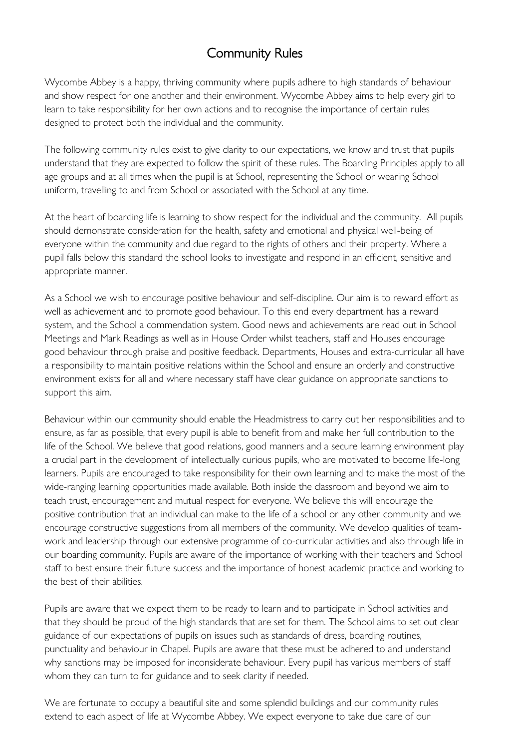# Community Rules

Wycombe Abbey is a happy, thriving community where pupils adhere to high standards of behaviour and show respect for one another and their environment. Wycombe Abbey aims to help every girl to learn to take responsibility for her own actions and to recognise the importance of certain rules designed to protect both the individual and the community.

The following community rules exist to give clarity to our expectations, we know and trust that pupils understand that they are expected to follow the spirit of these rules. The Boarding Principles apply to all age groups and at all times when the pupil is at School, representing the School or wearing School uniform, travelling to and from School or associated with the School at any time.

At the heart of boarding life is learning to show respect for the individual and the community. All pupils should demonstrate consideration for the health, safety and emotional and physical well-being of everyone within the community and due regard to the rights of others and their property. Where a pupil falls below this standard the school looks to investigate and respond in an efficient, sensitive and appropriate manner.

As a School we wish to encourage positive behaviour and self-discipline. Our aim is to reward effort as well as achievement and to promote good behaviour. To this end every department has a reward system, and the School a commendation system. Good news and achievements are read out in School Meetings and Mark Readings as well as in House Order whilst teachers, staff and Houses encourage good behaviour through praise and positive feedback. Departments, Houses and extra-curricular all have a responsibility to maintain positive relations within the School and ensure an orderly and constructive environment exists for all and where necessary staff have clear guidance on appropriate sanctions to support this aim.

Behaviour within our community should enable the Headmistress to carry out her responsibilities and to ensure, as far as possible, that every pupil is able to benefit from and make her full contribution to the life of the School. We believe that good relations, good manners and a secure learning environment play a crucial part in the development of intellectually curious pupils, who are motivated to become life-long learners. Pupils are encouraged to take responsibility for their own learning and to make the most of the wide-ranging learning opportunities made available. Both inside the classroom and beyond we aim to teach trust, encouragement and mutual respect for everyone. We believe this will encourage the positive contribution that an individual can make to the life of a school or any other community and we encourage constructive suggestions from all members of the community. We develop qualities of team-work and leadership through our extensive programme of co-curricular activities and also through life in our boarding community. Pupils are aware of the importance of working with their teachers and School staff to best ensure their future success and the importance of honest academic practice and working to the best of their abilities.

Pupils are aware that we expect them to be ready to learn and to participate in School activities and that they should be proud of the high standards that are set for them. The School aims to set out clear guidance of our expectations of pupils on issues such as standards of dress, boarding routines, punctuality and behaviour in Chapel. Pupils are aware that these must be adhered to and understand why sanctions may be imposed for inconsiderate behaviour. Every pupil has various members of staff whom they can turn to for guidance and to seek clarity if needed.

We are fortunate to occupy a beautiful site and some splendid buildings and our community rules extend to each aspect of life at Wycombe Abbey. We expect everyone to take due care of our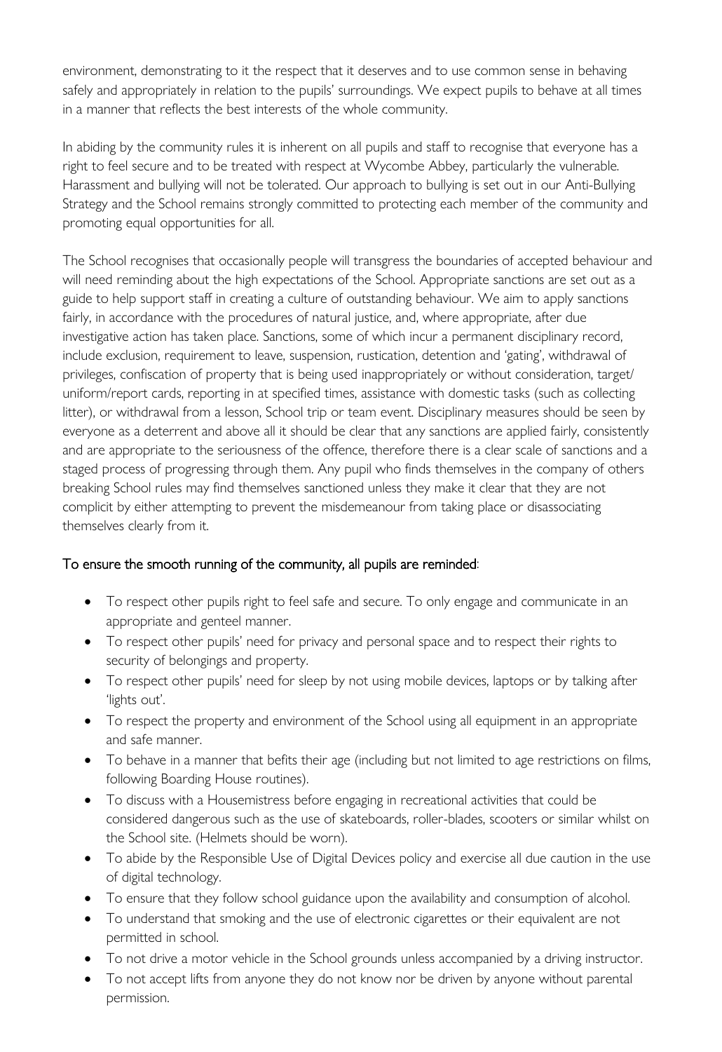environment, demonstrating to it the respect that it deserves and to use common sense in behaving safely and appropriately in relation to the pupils' surroundings. We expect pupils to behave at all times in a manner that reflects the best interests of the whole community.

In abiding by the community rules it is inherent on all pupils and staff to recognise that everyone has a right to feel secure and to be treated with respect at Wycombe Abbey, particularly the vulnerable. Harassment and bullying will not be tolerated. Our approach to bullying is set out in our Anti-Bullying Strategy and the School remains strongly committed to protecting each member of the community and promoting equal opportunities for all.

The School recognises that occasionally people will transgress the boundaries of accepted behaviour and will need reminding about the high expectations of the School. Appropriate sanctions are set out as a guide to help support staff in creating a culture of outstanding behaviour. We aim to apply sanctions fairly, in accordance with the procedures of natural justice, and, where appropriate, after due investigative action has taken place. Sanctions, some of which incur a permanent disciplinary record, include exclusion, requirement to leave, suspension, rustication, detention and 'gating', withdrawal of privileges, confiscation of property that is being used inappropriately or without consideration, target/ uniform/report cards, reporting in at specified times, assistance with domestic tasks (such as collecting litter), or withdrawal from a lesson, School trip or team event. Disciplinary measures should be seen by everyone as a deterrent and above all it should be clear that any sanctions are applied fairly, consistently and are appropriate to the seriousness of the offence, therefore there is a clear scale of sanctions and a staged process of progressing through them. Any pupil who finds themselves in the company of others breaking School rules may find themselves sanctioned unless they make it clear that they are not complicit by either attempting to prevent the misdemeanour from taking place or disassociating themselves clearly from it.

To ensure the smooth running of the community, all pupils are reminded:

- To respect other pupils right to feel safe and secure. To only engage and communicate in an appropriate and genteel manner.
- To respect other pupils' need for privacy and personal space and to respect their rights to security of belongings and property.
- To respect other pupils' need for sleep by not using mobile devices, laptops or by talking after 'lights out'.
- To respect the property and environment of the School using all equipment in an appropriate and safe manner.
- To behave in a manner that befits their age (including but not limited to age restrictions on films, following Boarding House routines).
- To discuss with a Housemistress before engaging in recreational activities that could be considered dangerous such as the use of skateboards, roller-blades, scooters or similar whilst on the School site. (Helmets should be worn).
- To abide by the Responsible Use of Digital Devices policy and exercise all due caution in the use of digital technology.
- To ensure that they follow school guidance upon the availability and consumption of alcohol.
- To understand that smoking and the use of electronic cigarettes or their equivalent are not permitted in school.
- To not drive a motor vehicle in the School grounds unless accompanied by a driving instructor.
- To not accept lifts from anyone they do not know nor be driven by anyone without parental permission.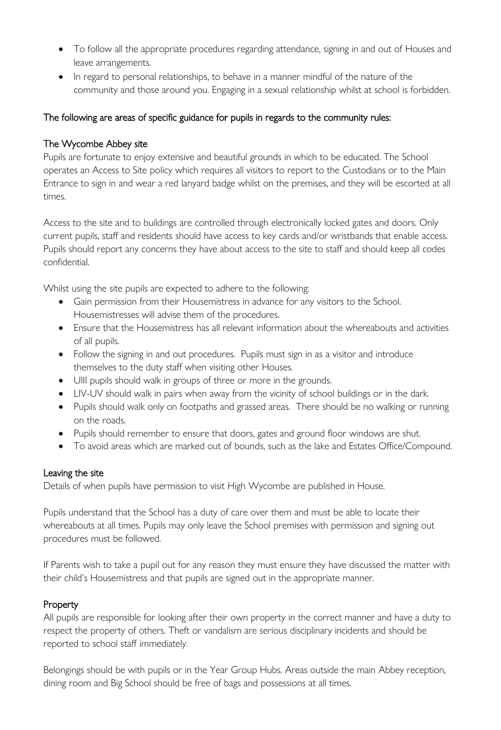- To follow all the appropriate procedures regarding attendance, signing in and out of Houses and leave arrangements.
- In regard to personal relationships, to behave in a manner mindful of the nature of the community and those around you. Engaging in a sexual relationship whilst at school is forbidden.

The following are areas of specific guidance for pupils in regards to the community rules:

## The Wycombe Abbey site

Pupils are fortunate to enjoy extensive and beautiful grounds in which to be educated. The School operates an Access to Site policy which requires all visitors to report to the Custodians or to the Main Entrance to sign in and wear a red lanyard badge whilst on the premises, and they will be escorted at all times.

Access to the site and to buildings are controlled through electronically locked gates and doors. Only current pupils, staff and residents should have access to key cards and/or wristbands that enable access. Pupils should report any concerns they have about access to the site to staff and should keep all codes confidential.

Whilst using the site pupils are expected to adhere to the following:

- Gain permission from their Housemistress in advance for any visitors to the School. Housemistresses will advise them of the procedures.
- Ensure that the Housemistress has all relevant information about the whereabouts and activities of all pupils.
- Follow the signing in and out procedures. Pupils must sign in as a visitor and introduce themselves to the duty staff when visiting other Houses.
- UIII pupils should walk in groups of three or more in the grounds.
- LIV-UV should walk in pairs when away from the vicinity of school buildings or in the dark.
- Pupils should walk only on footpaths and grassed areas. There should be no walking or running on the roads.
- Pupils should remember to ensure that doors, gates and ground floor windows are shut.
- To avoid areas which are marked out of bounds, such as the lake and Estates Office/Compound.

## Leaving the site

Details of when pupils have permission to visit High Wycombe are published in House.

Pupils understand that the School has a duty of care over them and must be able to locate their whereabouts at all times. Pupils may only leave the School premises with permission and signing out procedures must be followed.

If Parents wish to take a pupil out for any reason they must ensure they have discussed the matter with their child's Housemistress and that pupils are signed out in the appropriate manner.

## Property

All pupils are responsible for looking after their own property in the correct manner and have a duty to respect the property of others. Theft or vandalism are serious disciplinary incidents and should be reported to school staff immediately.

Belongings should be with pupils or in the Year Group Hubs. Areas outside the main Abbey reception, dining room and Big School should be free of bags and possessions at all times.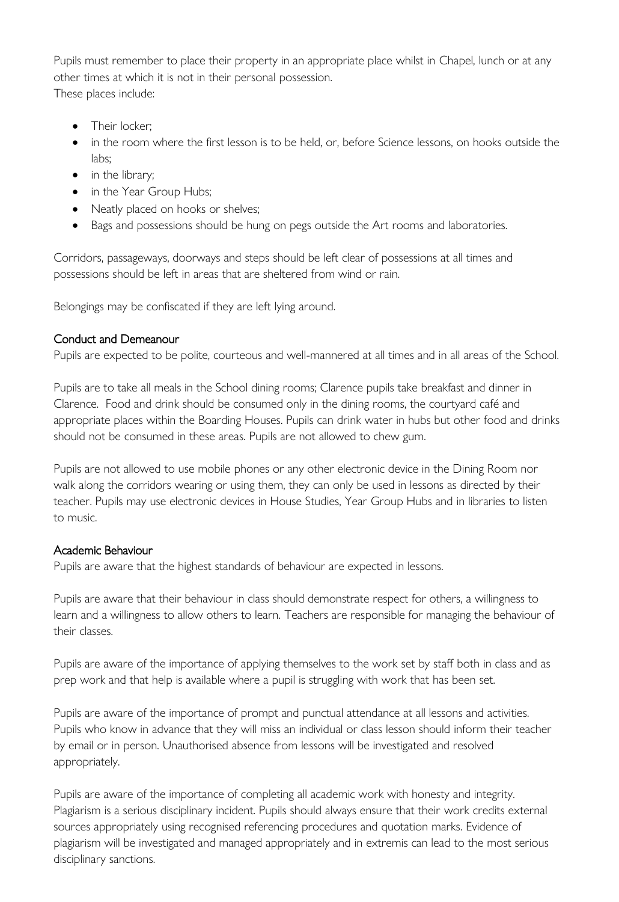Pupils must remember to place their property in an appropriate place whilst in Chapel, lunch or at any other times at which it is not in their personal possession.
These places include:

- Their locker;
- in the room where the first lesson is to be held, or, before Science lessons, on hooks outside the labs;
- in the library;
- in the Year Group Hubs;
- Neatly placed on hooks or shelves;
- Bags and possessions should be hung on pegs outside the Art rooms and laboratories.

Corridors, passageways, doorways and steps should be left clear of possessions at all times and possessions should be left in areas that are sheltered from wind or rain.

Belongings may be confiscated if they are left lying around.

## Conduct and Demeanour

Pupils are expected to be polite, courteous and well-mannered at all times and in all areas of the School.

Pupils are to take all meals in the School dining rooms; Clarence pupils take breakfast and dinner in Clarence. Food and drink should be consumed only in the dining rooms, the courtyard café and appropriate places within the Boarding Houses. Pupils can drink water in hubs but other food and drinks should not be consumed in these areas. Pupils are not allowed to chew gum.

Pupils are not allowed to use mobile phones or any other electronic device in the Dining Room nor walk along the corridors wearing or using them, they can only be used in lessons as directed by their teacher. Pupils may use electronic devices in House Studies, Year Group Hubs and in libraries to listen to music.

## Academic Behaviour

Pupils are aware that the highest standards of behaviour are expected in lessons.

Pupils are aware that their behaviour in class should demonstrate respect for others, a willingness to learn and a willingness to allow others to learn. Teachers are responsible for managing the behaviour of their classes.

Pupils are aware of the importance of applying themselves to the work set by staff both in class and as prep work and that help is available where a pupil is struggling with work that has been set.

Pupils are aware of the importance of prompt and punctual attendance at all lessons and activities. Pupils who know in advance that they will miss an individual or class lesson should inform their teacher by email or in person. Unauthorised absence from lessons will be investigated and resolved appropriately.

Pupils are aware of the importance of completing all academic work with honesty and integrity. Plagiarism is a serious disciplinary incident. Pupils should always ensure that their work credits external sources appropriately using recognised referencing procedures and quotation marks. Evidence of plagiarism will be investigated and managed appropriately and in extremis can lead to the most serious disciplinary sanctions.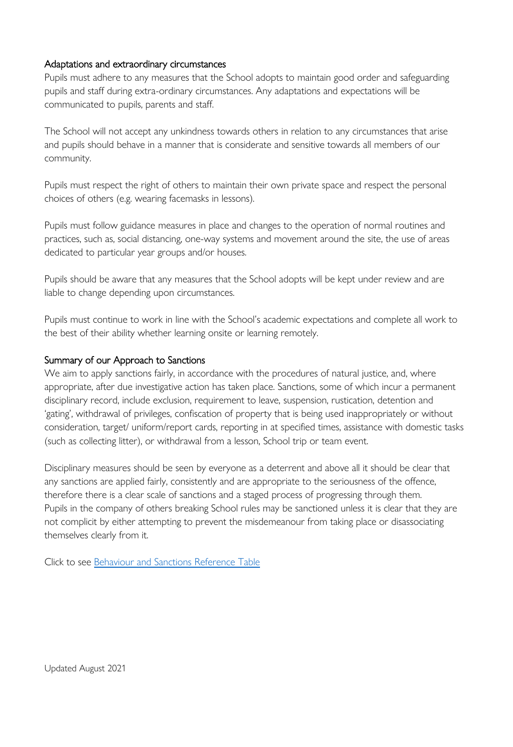## Adaptations and extraordinary circumstances

Pupils must adhere to any measures that the School adopts to maintain good order and safeguarding pupils and staff during extra-ordinary circumstances. Any adaptations and expectations will be communicated to pupils, parents and staff.

The School will not accept any unkindness towards others in relation to any circumstances that arise and pupils should behave in a manner that is considerate and sensitive towards all members of our community.

Pupils must respect the right of others to maintain their own private space and respect the personal choices of others (e.g. wearing facemasks in lessons).

Pupils must follow guidance measures in place and changes to the operation of normal routines and practices, such as, social distancing, one-way systems and movement around the site, the use of areas dedicated to particular year groups and/or houses.

Pupils should be aware that any measures that the School adopts will be kept under review and are liable to change depending upon circumstances.

Pupils must continue to work in line with the School's academic expectations and complete all work to the best of their ability whether learning onsite or learning remotely.

## Summary of our Approach to Sanctions

We aim to apply sanctions fairly, in accordance with the procedures of natural justice, and, where appropriate, after due investigative action has taken place. Sanctions, some of which incur a permanent disciplinary record, include exclusion, requirement to leave, suspension, rustication, detention and 'gating', withdrawal of privileges, confiscation of property that is being used inappropriately or without consideration, target/ uniform/report cards, reporting in at specified times, assistance with domestic tasks (such as collecting litter), or withdrawal from a lesson, School trip or team event.

Disciplinary measures should be seen by everyone as a deterrent and above all it should be clear that any sanctions are applied fairly, consistently and are appropriate to the seriousness of the offence, therefore there is a clear scale of sanctions and a staged process of progressing through them. Pupils in the company of others breaking School rules may be sanctioned unless it is clear that they are not complicit by either attempting to prevent the misdemeanour from taking place or disassociating themselves clearly from it.

Click to see Behaviour and Sanctions Reference Table

Updated August 2021